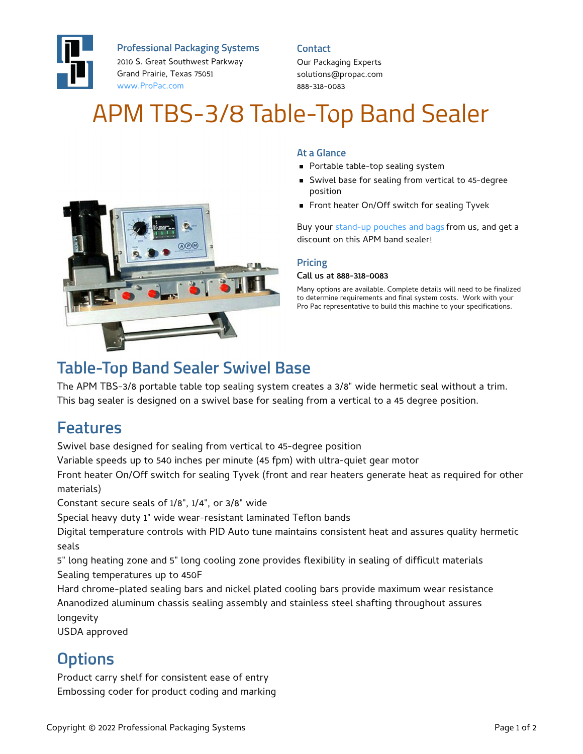**Professional Packaging Systems**
2010 S. Great Southwest Parkway
Grand Prairie, Texas 75051
www.ProPac.com

**Contact**
Our Packaging Experts
solutions@propac.com
888-318-0083

# APM TBS-3/8 Table-Top Band Sealer

### At a Glance

- Portable table-top sealing system
- Swivel base for sealing from vertical to 45-degree position
- Front heater On/Off switch for sealing Tyvek

Buy your stand-up pouches and bags from us, and get a discount on this APM band sealer!

### Pricing

Call us at 888-318-0083

Many options are available. Complete details will need to be finalized to determine requirements and final system costs. Work with your Pro Pac representative to build this machine to your specifications.

## Table-Top Band Sealer Swivel Base

The APM TBS-3/8 portable table top sealing system creates a 3/8" wide hermetic seal without a trim. This bag sealer is designed on a swivel base for sealing from a vertical to a 45 degree position.

## Features

Swivel base designed for sealing from vertical to 45-degree position
Variable speeds up to 540 inches per minute (45 fpm) with ultra-quiet gear motor
Front heater On/Off switch for sealing Tyvek (front and rear heaters generate heat as required for other materials)
Constant secure seals of 1/8", 1/4", or 3/8" wide
Special heavy duty 1" wide wear-resistant laminated Teflon bands
Digital temperature controls with PID Auto tune maintains consistent heat and assures quality hermetic seals
5" long heating zone and 5" long cooling zone provides flexibility in sealing of difficult materials
Sealing temperatures up to 450F
Hard chrome-plated sealing bars and nickel plated cooling bars provide maximum wear resistance
Ananodized aluminum chassis sealing assembly and stainless steel shafting throughout assures longevity
USDA approved

## Options

Product carry shelf for consistent ease of entry
Embossing coder for product coding and marking

Copyright © 2022 Professional Packaging Systems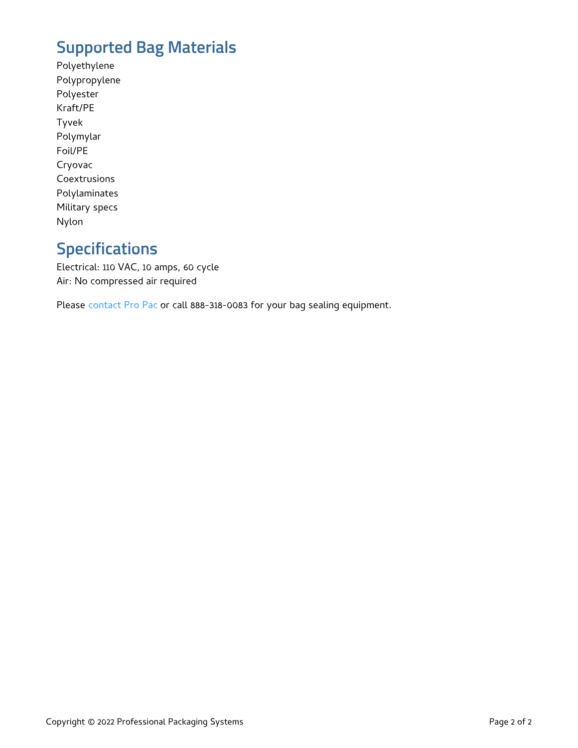## Supported Bag Materials

Polyethylene
Polypropylene
Polyester
Kraft/PE
Tyvek
Polymylar
Foil/PE
Cryovac
Coextrusions
Polylaminates
Military specs
Nylon

## Specifications

Electrical: 110 VAC, 10 amps, 60 cycle
Air: No compressed air required

Please contact Pro Pac or call 888-318-0083 for your bag sealing equipment.